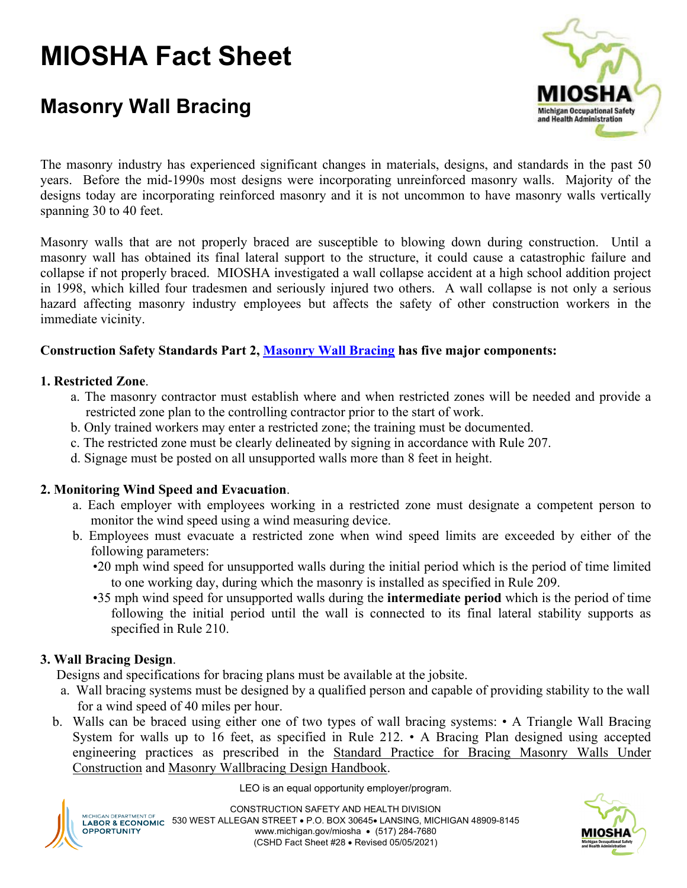# MIOSHA Fact Sheet

## Masonry Wall Bracing

The masonry industry has experienced significant changes in materials, designs, and standards in the past 50 years. Before the mid-1990s most designs were incorporating unreinforced masonry walls. Majority of the designs today are incorporating reinforced masonry and it is not uncommon to have masonry walls vertically spanning 30 to 40 feet.

Masonry walls that are not properly braced are susceptible to blowing down during construction. Until a masonry wall has obtained its final lateral support to the structure, it could cause a catastrophic failure and collapse if not properly braced. MIOSHA investigated a wall collapse accident at a high school addition project in 1998, which killed four tradesmen and seriously injured two others. A wall collapse is not only a serious hazard affecting masonry industry employees but affects the safety of other construction workers in the immediate vicinity.

**Construction Safety Standards Part 2, Masonry Wall Bracing has five major components:**

**1. Restricted Zone**.

a. The masonry contractor must establish where and when restricted zones will be needed and provide a restricted zone plan to the controlling contractor prior to the start of work.
b. Only trained workers may enter a restricted zone; the training must be documented.
c. The restricted zone must be clearly delineated by signing in accordance with Rule 207.
d. Signage must be posted on all unsupported walls more than 8 feet in height.

**2. Monitoring Wind Speed and Evacuation**.

a. Each employer with employees working in a restricted zone must designate a competent person to monitor the wind speed using a wind measuring device.
b. Employees must evacuate a restricted zone when wind speed limits are exceeded by either of the following parameters:
   - 20 mph wind speed for unsupported walls during the initial period which is the period of time limited to one working day, during which the masonry is installed as specified in Rule 209.
   - 35 mph wind speed for unsupported walls during the **intermediate period** which is the period of time following the initial period until the wall is connected to its final lateral stability supports as specified in Rule 210.

**3. Wall Bracing Design**.

Designs and specifications for bracing plans must be available at the jobsite.

a. Wall bracing systems must be designed by a qualified person and capable of providing stability to the wall for a wind speed of 40 miles per hour.
b. Walls can be braced using either one of two types of wall bracing systems: • A Triangle Wall Bracing System for walls up to 16 feet, as specified in Rule 212. • A Bracing Plan designed using accepted engineering practices as prescribed in the Standard Practice for Bracing Masonry Walls Under Construction and Masonry Wallbracing Design Handbook.

LEO is an equal opportunity employer/program.

CONSTRUCTION SAFETY AND HEALTH DIVISION
530 WEST ALLEGAN STREET • P.O. BOX 30645• LANSING, MICHIGAN 48909-8145
www.michigan.gov/miosha • (517) 284-7680
(CSHD Fact Sheet #28 • Revised 05/05/2021)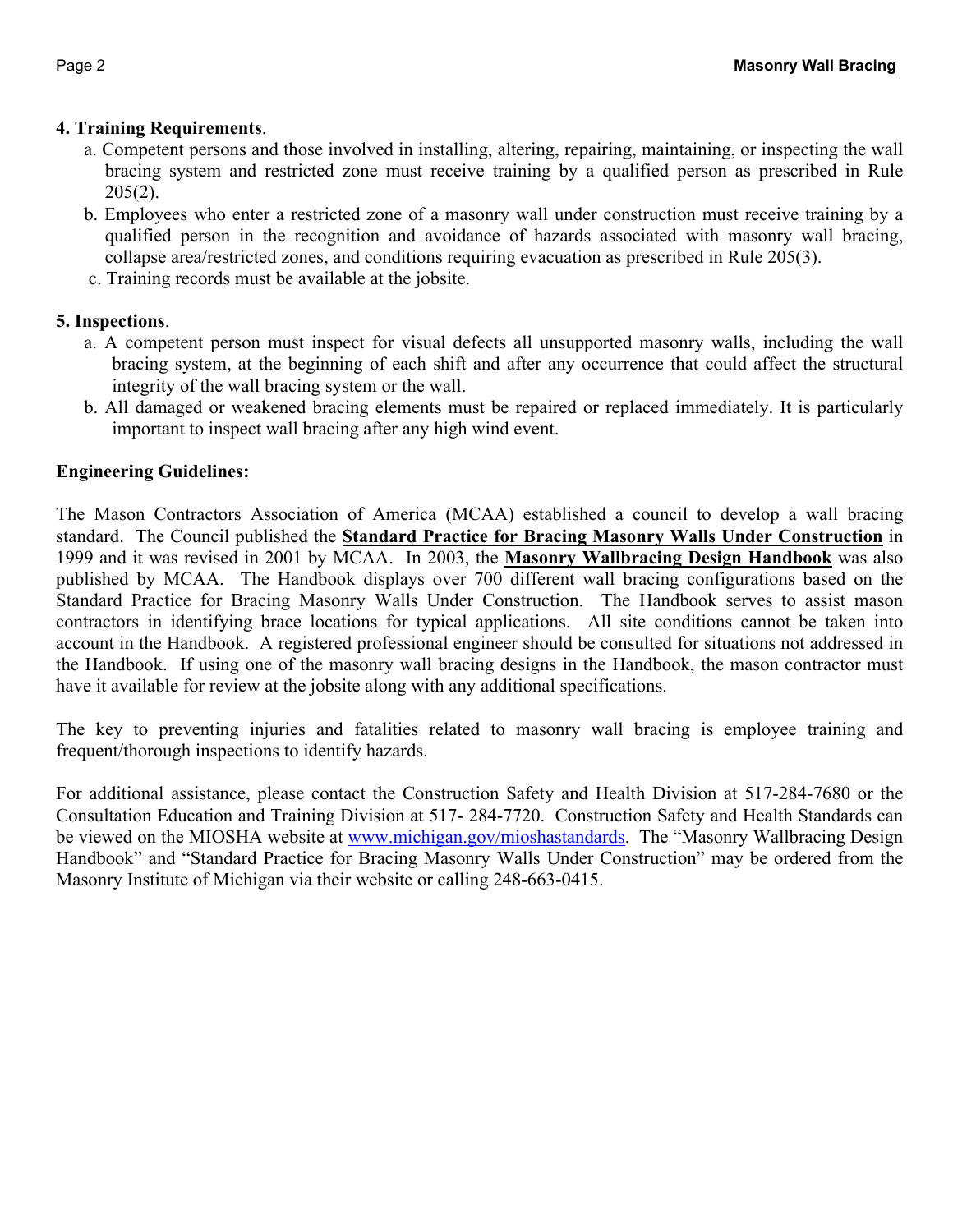**4. Training Requirements**.

a. Competent persons and those involved in installing, altering, repairing, maintaining, or inspecting the wall bracing system and restricted zone must receive training by a qualified person as prescribed in Rule 205(2).

b. Employees who enter a restricted zone of a masonry wall under construction must receive training by a qualified person in the recognition and avoidance of hazards associated with masonry wall bracing, collapse area/restricted zones, and conditions requiring evacuation as prescribed in Rule 205(3).

c. Training records must be available at the jobsite.

**5. Inspections**.

a. A competent person must inspect for visual defects all unsupported masonry walls, including the wall bracing system, at the beginning of each shift and after any occurrence that could affect the structural integrity of the wall bracing system or the wall.

b. All damaged or weakened bracing elements must be repaired or replaced immediately. It is particularly important to inspect wall bracing after any high wind event.

**Engineering Guidelines:**

The Mason Contractors Association of America (MCAA) established a council to develop a wall bracing standard. The Council published the **Standard Practice for Bracing Masonry Walls Under Construction** in 1999 and it was revised in 2001 by MCAA. In 2003, the **Masonry Wallbracing Design Handbook** was also published by MCAA. The Handbook displays over 700 different wall bracing configurations based on the Standard Practice for Bracing Masonry Walls Under Construction. The Handbook serves to assist mason contractors in identifying brace locations for typical applications. All site conditions cannot be taken into account in the Handbook. A registered professional engineer should be consulted for situations not addressed in the Handbook. If using one of the masonry wall bracing designs in the Handbook, the mason contractor must have it available for review at the jobsite along with any additional specifications.

The key to preventing injuries and fatalities related to masonry wall bracing is employee training and frequent/thorough inspections to identify hazards.

For additional assistance, please contact the Construction Safety and Health Division at 517-284-7680 or the Consultation Education and Training Division at 517- 284-7720. Construction Safety and Health Standards can be viewed on the MIOSHA website at www.michigan.gov/mioshastandards. The "Masonry Wallbracing Design Handbook" and "Standard Practice for Bracing Masonry Walls Under Construction" may be ordered from the Masonry Institute of Michigan via their website or calling 248-663-0415.